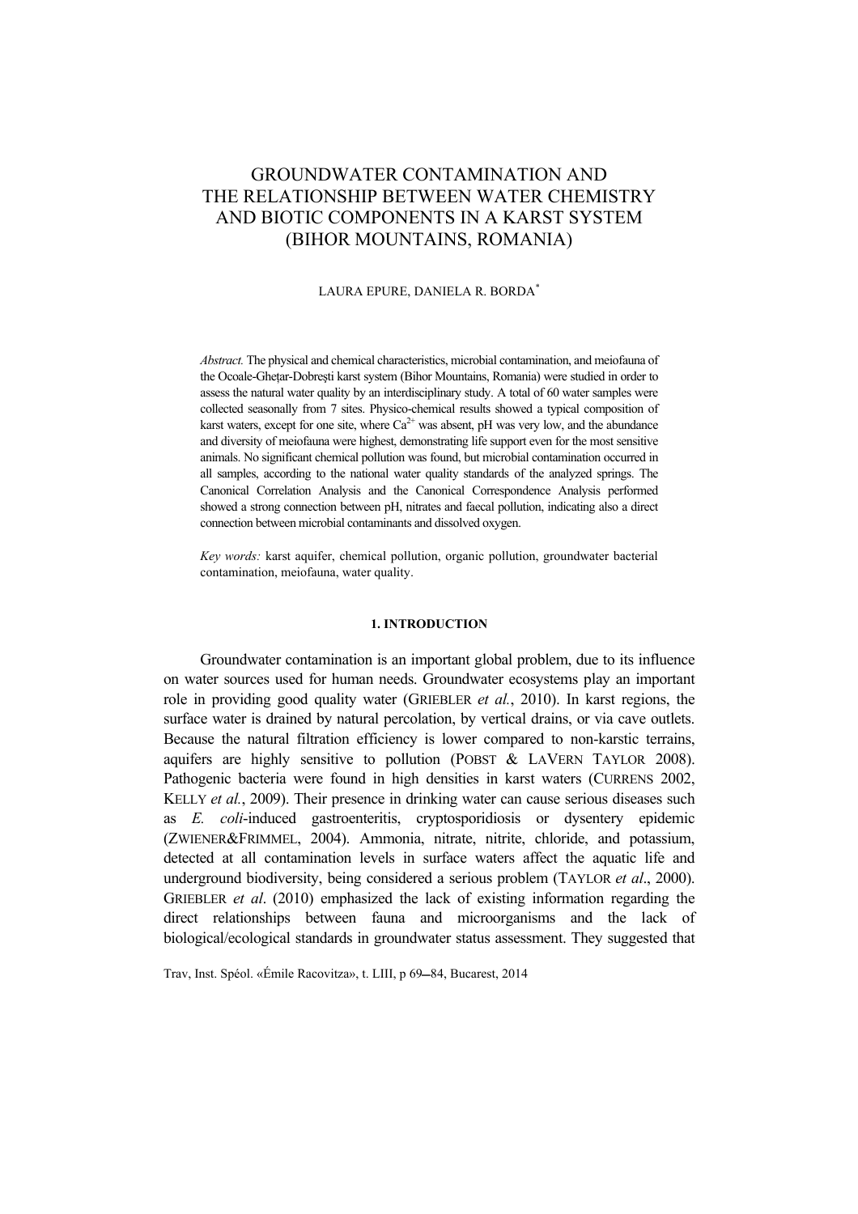# GROUNDWATER CONTAMINATION AND THE RELATIONSHIP BETWEEN WATER CHEMISTRY AND BIOTIC COMPONENTS IN A KARST SYSTEM (BIHOR MOUNTAINS, ROMANIA)

LAURA EPURE, DANIELA R. BORDA*

*Abstract.* The physical and chemical characteristics, microbial contamination, and meiofauna of the Ocoale-Ghețar-Dobrești karst system (Bihor Mountains, Romania) were studied in order to assess the natural water quality by an interdisciplinary study. A total of 60 water samples were collected seasonally from 7 sites. Physico-chemical results showed a typical composition of karst waters, except for one site, where $Ca^{2+}$ was absent, pH was very low, and the abundance and diversity of meiofauna were highest, demonstrating life support even for the most sensitive animals. No significant chemical pollution was found, but microbial contamination occurred in all samples, according to the national water quality standards of the analyzed springs. The Canonical Correlation Analysis and the Canonical Correspondence Analysis performed showed a strong connection between pH, nitrates and faecal pollution, indicating also a direct connection between microbial contaminants and dissolved oxygen.

*Key words:* karst aquifer, chemical pollution, organic pollution, groundwater bacterial contamination, meiofauna, water quality.

## 1. INTRODUCTION

Groundwater contamination is an important global problem, due to its influence on water sources used for human needs. Groundwater ecosystems play an important role in providing good quality water (GRIEBLER *et al.*, 2010). In karst regions, the surface water is drained by natural percolation, by vertical drains, or via cave outlets. Because the natural filtration efficiency is lower compared to non-karstic terrains, aquifers are highly sensitive to pollution (POBST & LAVERN TAYLOR 2008). Pathogenic bacteria were found in high densities in karst waters (CURRENS 2002, KELLY *et al.*, 2009). Their presence in drinking water can cause serious diseases such as *E. coli*-induced gastroenteritis, cryptosporidiosis or dysentery epidemic (ZWIENER&FRIMMEL, 2004). Ammonia, nitrate, nitrite, chloride, and potassium, detected at all contamination levels in surface waters affect the aquatic life and underground biodiversity, being considered a serious problem (TAYLOR *et al*., 2000). GRIEBLER *et al*. (2010) emphasized the lack of existing information regarding the direct relationships between fauna and microorganisms and the lack of biological/ecological standards in groundwater status assessment. They suggested that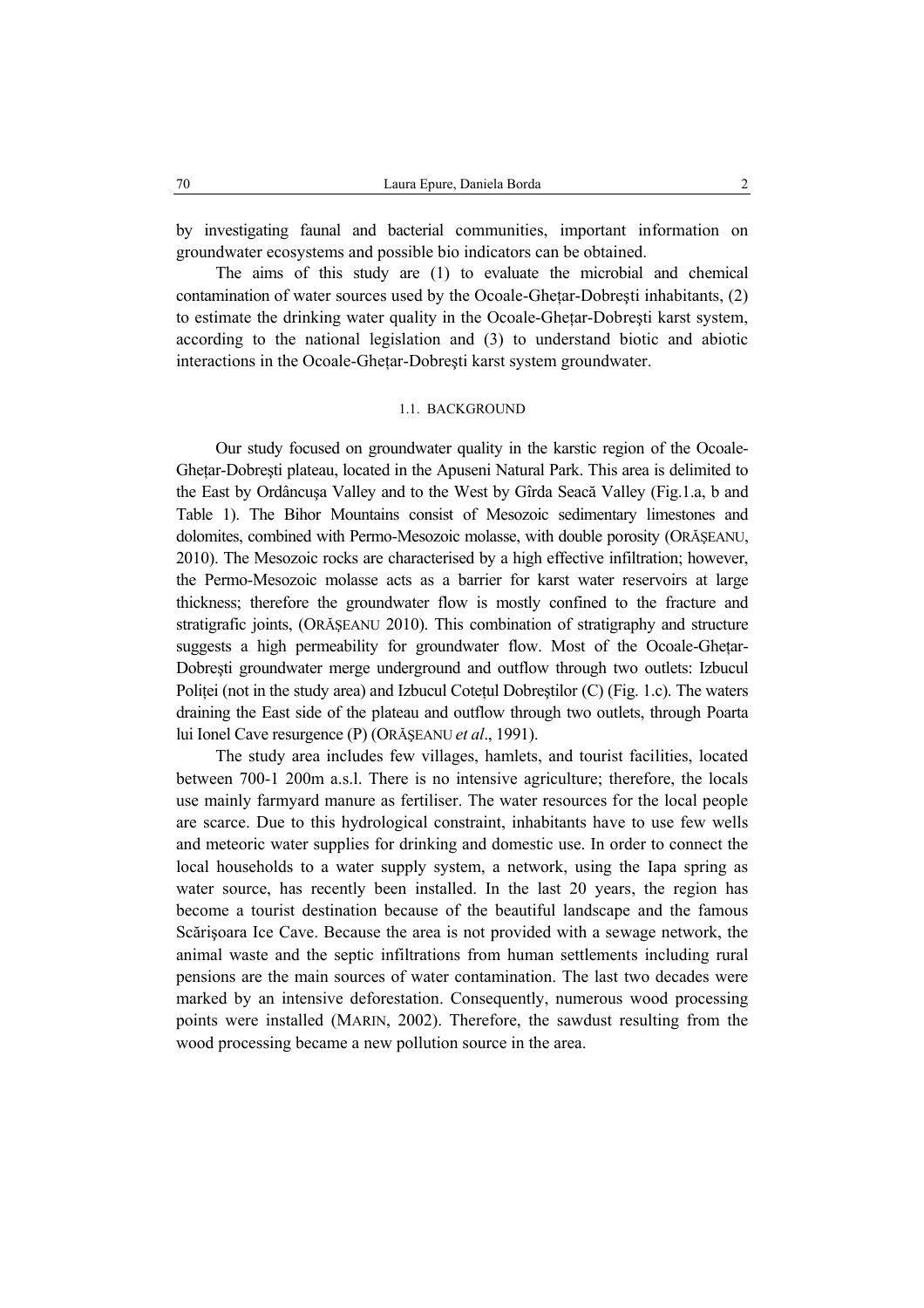by investigating faunal and bacterial communities, important information on groundwater ecosystems and possible bio indicators can be obtained.

The aims of this study are (1) to evaluate the microbial and chemical contamination of water sources used by the Ocoale-Ghețar-Dobrești inhabitants, (2) to estimate the drinking water quality in the Ocoale-Ghețar-Dobrești karst system, according to the national legislation and (3) to understand biotic and abiotic interactions in the Ocoale-Ghețar-Dobrești karst system groundwater.

### 1.1. BACKGROUND

Our study focused on groundwater quality in the karstic region of the Ocoale-Ghețar-Dobrești plateau, located in the Apuseni Natural Park. This area is delimited to the East by Ordâncușa Valley and to the West by Gîrda Seacă Valley (Fig.1.a, b and Table 1). The Bihor Mountains consist of Mesozoic sedimentary limestones and dolomites, combined with Permo-Mesozoic molasse, with double porosity (ORĂȘEANU, 2010). The Mesozoic rocks are characterised by a high effective infiltration; however, the Permo-Mesozoic molasse acts as a barrier for karst water reservoirs at large thickness; therefore the groundwater flow is mostly confined to the fracture and stratigrafic joints, (ORĂȘEANU 2010). This combination of stratigraphy and structure suggests a high permeability for groundwater flow. Most of the Ocoale-Ghețar-Dobrești groundwater merge underground and outflow through two outlets: Izbucul Poliței (not in the study area) and Izbucul Cotețul Dobreștilor (C) (Fig. 1.c). The waters draining the East side of the plateau and outflow through two outlets, through Poarta lui Ionel Cave resurgence (P) (ORĂȘEANU *et al*., 1991).

The study area includes few villages, hamlets, and tourist facilities, located between 700-1 200m a.s.l. There is no intensive agriculture; therefore, the locals use mainly farmyard manure as fertiliser. The water resources for the local people are scarce. Due to this hydrological constraint, inhabitants have to use few wells and meteoric water supplies for drinking and domestic use. In order to connect the local households to a water supply system, a network, using the Iapa spring as water source, has recently been installed. In the last 20 years, the region has become a tourist destination because of the beautiful landscape and the famous Scărişoara Ice Cave. Because the area is not provided with a sewage network, the animal waste and the septic infiltrations from human settlements including rural pensions are the main sources of water contamination. The last two decades were marked by an intensive deforestation. Consequently, numerous wood processing points were installed (MARIN, 2002). Therefore, the sawdust resulting from the wood processing became a new pollution source in the area.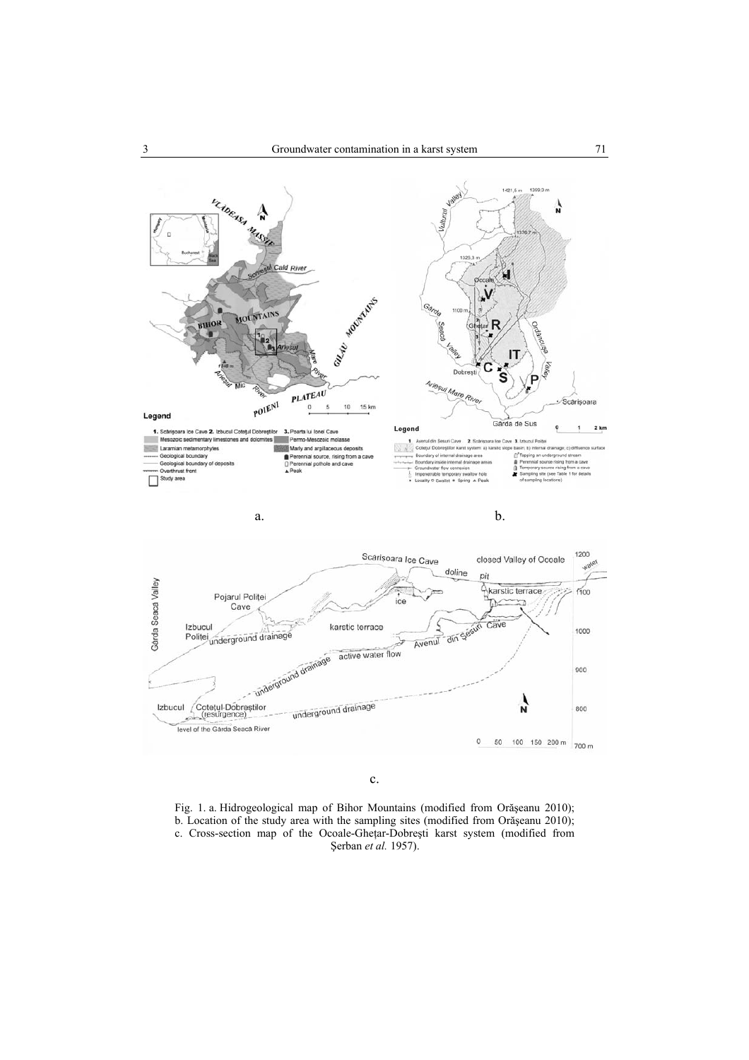Fig. 1. a. Hidrogeological map of Bihor Mountains (modified from Orăşeanu 2010); b. Location of the study area with the sampling sites (modified from Orăşeanu 2010); c. Cross-section map of the Ocoale-Gheţar-Dobreşti karst system (modified from Şerban *et al.* 1957).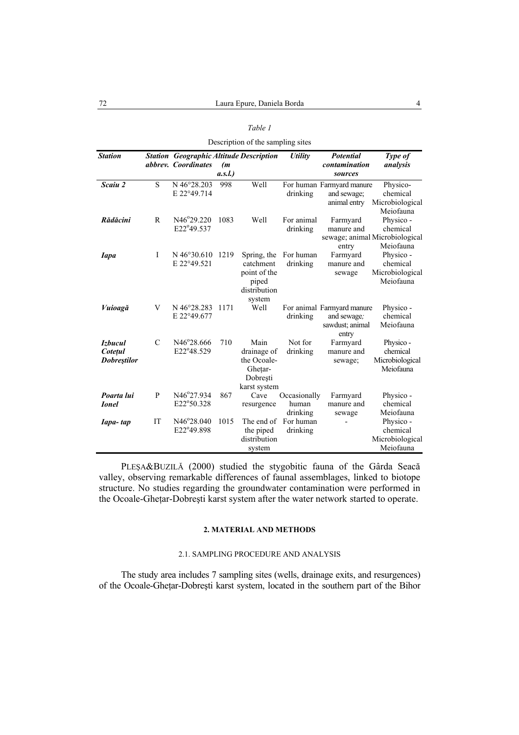*Table 1*

Description of the sampling sites

| ***Station*** | ***Station abbrev.*** | ***Geographic Coordinates*** | ***Altitude (m a.s.l.)*** | ***Description*** | ***Utility*** | ***Potential contamination sources*** | ***Type of analysis*** |
|---|---|---|---|---|---|---|---|
| ***Scaiu 2*** | S | N 46°28.203 E 22°49.714 | 998 | Well | For human drinking | Farmyard manure and sewage; animal entry | Physico-chemical Microbiological Meiofauna |
| ***Rădăcini*** | R | N46°29.220 E22°49.537 | 1083 | Well | For animal drinking | Farmyard manure and sewage; animal entry | Physico - chemical Microbiological Meiofauna |
| ***Iapa*** | I | N 46°30.610 E 22°49.521 | 1219 | Spring, the catchment point of the piped distribution system | For human drinking | Farmyard manure and sewage | Physico - chemical Microbiological Meiofauna |
| ***Vuioagă*** | V | N 46°28.283 E 22°49.677 | 1171 | Well | For animal drinking | Farmyard manure and sewage; sawdust; animal entry | Physico - chemical Meiofauna |
| ***Izbucul Cotețul Dobreștilor*** | C | N46°28.666 E22°48.529 | 710 | Main drainage of the Ocoale-Ghețar-Dobrești karst system | Not for drinking | Farmyard manure and sewage; | Physico - chemical Microbiological Meiofauna |
| ***Poarta lui Ionel*** | P | N46°27.934 E22°50.328 | 867 | Cave resurgence | Occasionally human drinking | Farmyard manure and sewage | Physico - chemical Meiofauna |
| ***Iapa- tap*** | IT | N46°28.040 E22°49.898 | 1015 | The end of the piped distribution system | For human drinking | - | Physico - chemical Microbiological Meiofauna |

PLEȘA&BUZILĂ (2000) studied the stygobitic fauna of the Gârda Seacă valley, observing remarkable differences of faunal assemblages, linked to biotope structure. No studies regarding the groundwater contamination were performed in the Ocoale-Ghețar-Dobrești karst system after the water network started to operate.

## 2. MATERIAL AND METHODS

### 2.1. SAMPLING PROCEDURE AND ANALYSIS

The study area includes 7 sampling sites (wells, drainage exits, and resurgences) of the Ocoale-Ghețar-Dobrești karst system, located in the southern part of the Bihor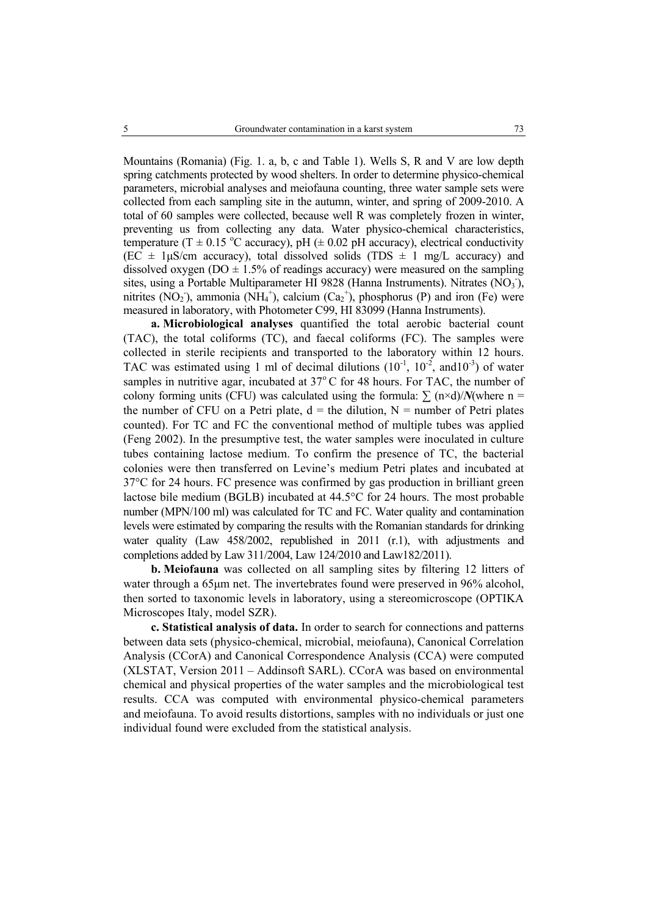Mountains (Romania) (Fig. 1. a, b, c and Table 1). Wells S, R and V are low depth spring catchments protected by wood shelters. In order to determine physico-chemical parameters, microbial analyses and meiofauna counting, three water sample sets were collected from each sampling site in the autumn, winter, and spring of 2009-2010. A total of 60 samples were collected, because well R was completely frozen in winter, preventing us from collecting any data. Water physico-chemical characteristics, temperature (T ± 0.15 °C accuracy), pH (± 0.02 pH accuracy), electrical conductivity (EC ± 1μS/cm accuracy), total dissolved solids (TDS ± 1 mg/L accuracy) and dissolved oxygen (DO ± 1.5% of readings accuracy) were measured on the sampling sites, using a Portable Multiparameter HI 9828 (Hanna Instruments). Nitrates ($NO_3^-$), nitrites ($NO_2^-$), ammonia ($NH_4^+$), calcium ($Ca_2^+$), phosphorus (P) and iron (Fe) were measured in laboratory, with Photometer C99, HI 83099 (Hanna Instruments).

**a. Microbiological analyses** quantified the total aerobic bacterial count (TAC), the total coliforms (TC), and faecal coliforms (FC). The samples were collected in sterile recipients and transported to the laboratory within 12 hours. TAC was estimated using 1 ml of decimal dilutions ($10^{-1}$, $10^{-2}$, and$10^{-3}$) of water samples in nutritive agar, incubated at 37° C for 48 hours. For TAC, the number of colony forming units (CFU) was calculated using the formula: $\sum (n \times d)/N$(where n = the number of CFU on a Petri plate, d = the dilution, N = number of Petri plates counted). For TC and FC the conventional method of multiple tubes was applied (Feng 2002). In the presumptive test, the water samples were inoculated in culture tubes containing lactose medium. To confirm the presence of TC, the bacterial colonies were then transferred on Levine's medium Petri plates and incubated at 37°C for 24 hours. FC presence was confirmed by gas production in brilliant green lactose bile medium (BGLB) incubated at 44.5°C for 24 hours. The most probable number (MPN/100 ml) was calculated for TC and FC. Water quality and contamination levels were estimated by comparing the results with the Romanian standards for drinking water quality (Law 458/2002, republished in 2011 (r.1), with adjustments and completions added by Law 311/2004, Law 124/2010 and Law182/2011).

**b. Meiofauna** was collected on all sampling sites by filtering 12 litters of water through a 65μm net. The invertebrates found were preserved in 96% alcohol, then sorted to taxonomic levels in laboratory, using a stereomicroscope (OPTIKA Microscopes Italy, model SZR).

**c. Statistical analysis of data.** In order to search for connections and patterns between data sets (physico-chemical, microbial, meiofauna), Canonical Correlation Analysis (CCorA) and Canonical Correspondence Analysis (CCA) were computed (XLSTAT, Version 2011 – Addinsoft SARL). CCorA was based on environmental chemical and physical properties of the water samples and the microbiological test results. CCA was computed with environmental physico-chemical parameters and meiofauna. To avoid results distortions, samples with no individuals or just one individual found were excluded from the statistical analysis.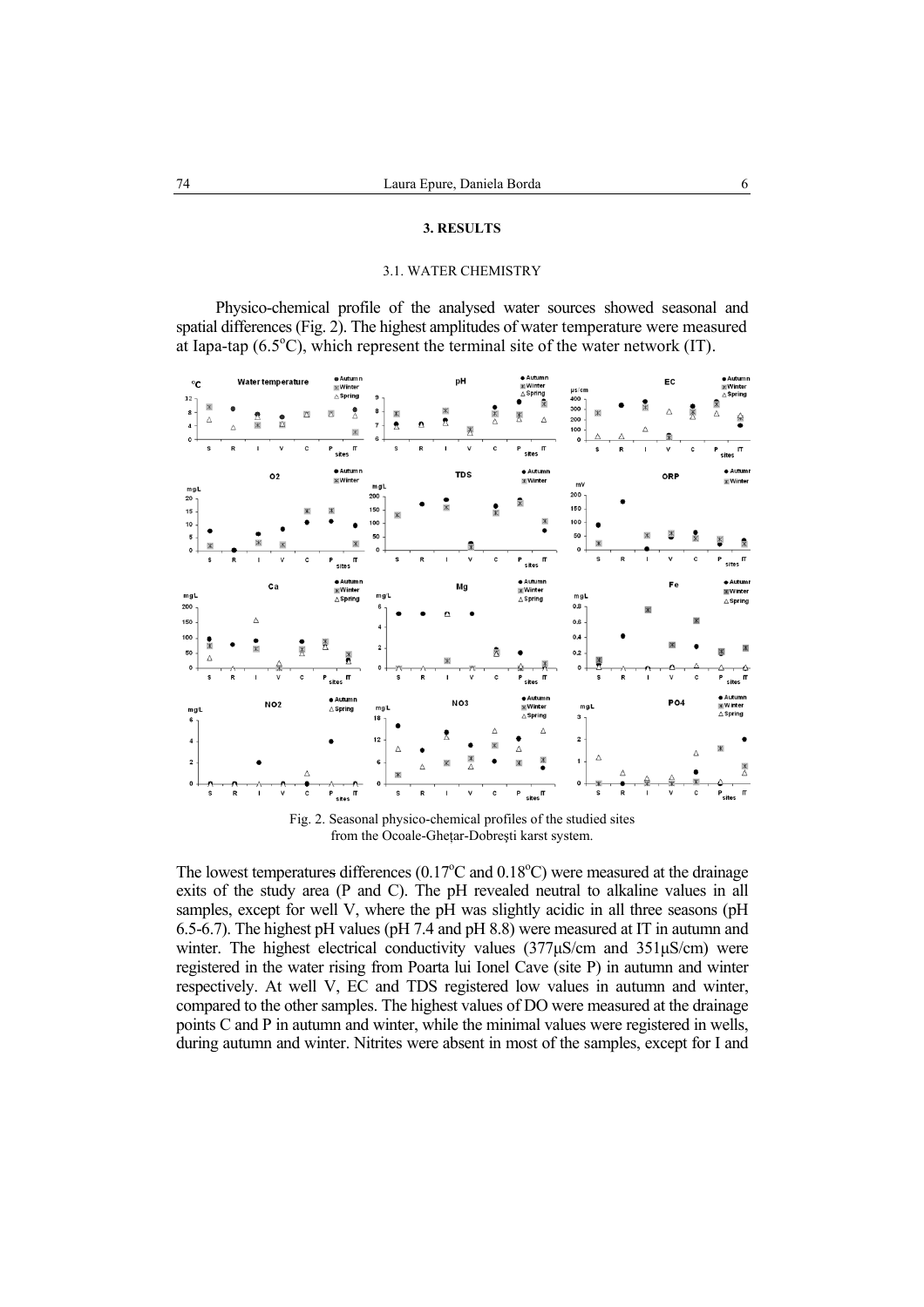## 3. RESULTS

### 3.1. WATER CHEMISTRY

Physico-chemical profile of the analysed water sources showed seasonal and spatial differences (Fig. 2). The highest amplitudes of water temperature were measured at Iapa-tap (6.5$^{o}$C), which represent the terminal site of the water network (IT).

Fig. 2. Seasonal physico-chemical profiles of the studied sites from the Ocoale-Gheţar-Dobreşti karst system.

The lowest temperatures differences (0.17$^{o}$C and 0.18$^{o}$C) were measured at the drainage exits of the study area (P and C). The pH revealed neutral to alkaline values in all samples, except for well V, where the pH was slightly acidic in all three seasons (pH 6.5-6.7). The highest pH values (pH 7.4 and pH 8.8) were measured at IT in autumn and winter. The highest electrical conductivity values (377μS/cm and 351μS/cm) were registered in the water rising from Poarta lui Ionel Cave (site P) in autumn and winter respectively. At well V, EC and TDS registered low values in autumn and winter, compared to the other samples. The highest values of DO were measured at the drainage points C and P in autumn and winter, while the minimal values were registered in wells, during autumn and winter. Nitrites were absent in most of the samples, except for I and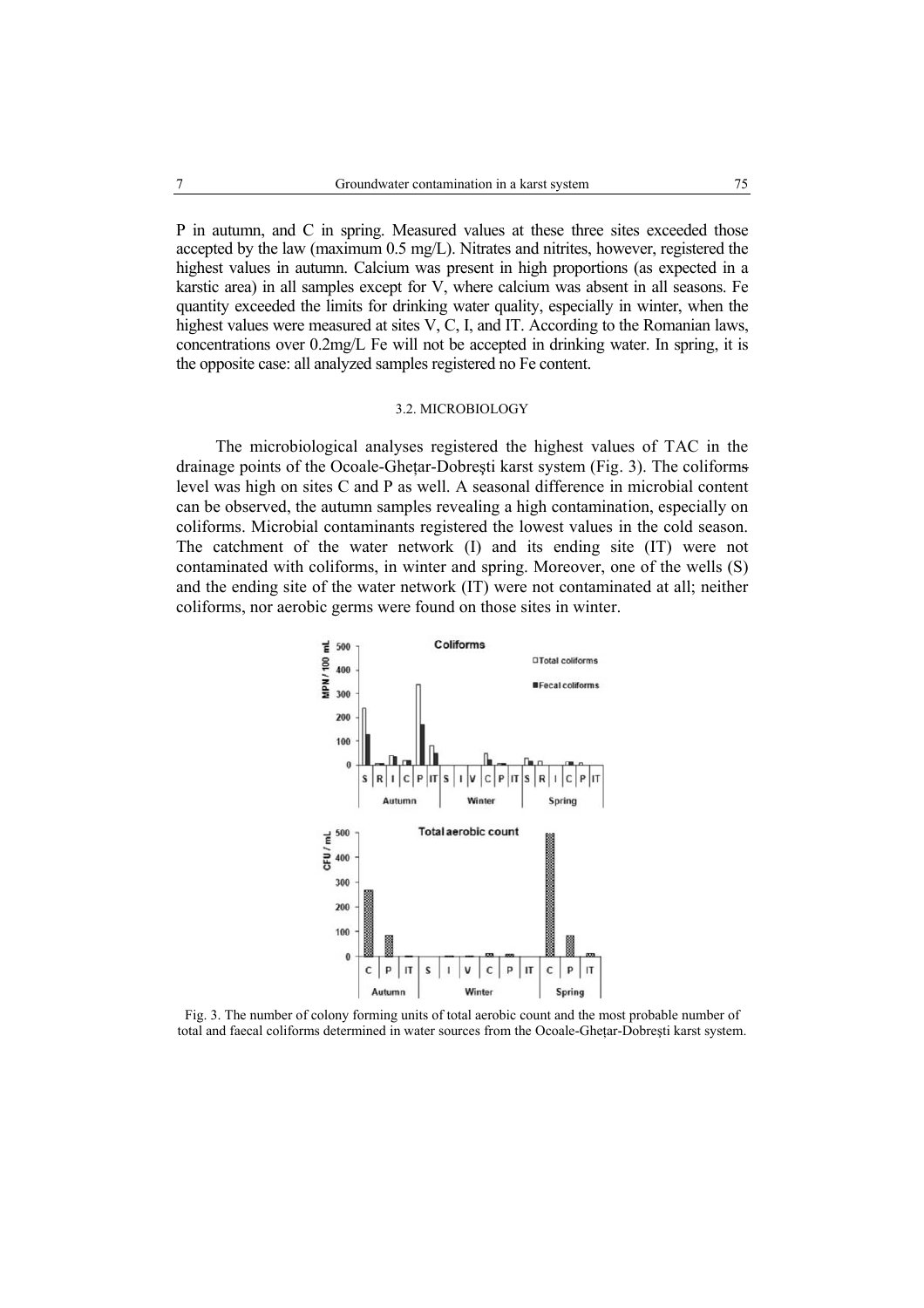P in autumn, and C in spring. Measured values at these three sites exceeded those accepted by the law (maximum 0.5 mg/L). Nitrates and nitrites, however, registered the highest values in autumn. Calcium was present in high proportions (as expected in a karstic area) in all samples except for V, where calcium was absent in all seasons. Fe quantity exceeded the limits for drinking water quality, especially in winter, when the highest values were measured at sites V, C, I, and IT. According to the Romanian laws, concentrations over 0.2mg/L Fe will not be accepted in drinking water. In spring, it is the opposite case: all analyzed samples registered no Fe content.

### 3.2. MICROBIOLOGY

The microbiological analyses registered the highest values of TAC in the drainage points of the Ocoale-Gheţar-Dobreşti karst system (Fig. 3). The coliforms level was high on sites C and P as well. A seasonal difference in microbial content can be observed, the autumn samples revealing a high contamination, especially on coliforms. Microbial contaminants registered the lowest values in the cold season. The catchment of the water network (I) and its ending site (IT) were not contaminated with coliforms, in winter and spring. Moreover, one of the wells (S) and the ending site of the water network (IT) were not contaminated at all; neither coliforms, nor aerobic germs were found on those sites in winter.

Fig. 3. The number of colony forming units of total aerobic count and the most probable number of total and faecal coliforms determined in water sources from the Ocoale-Gheţar-Dobreşti karst system.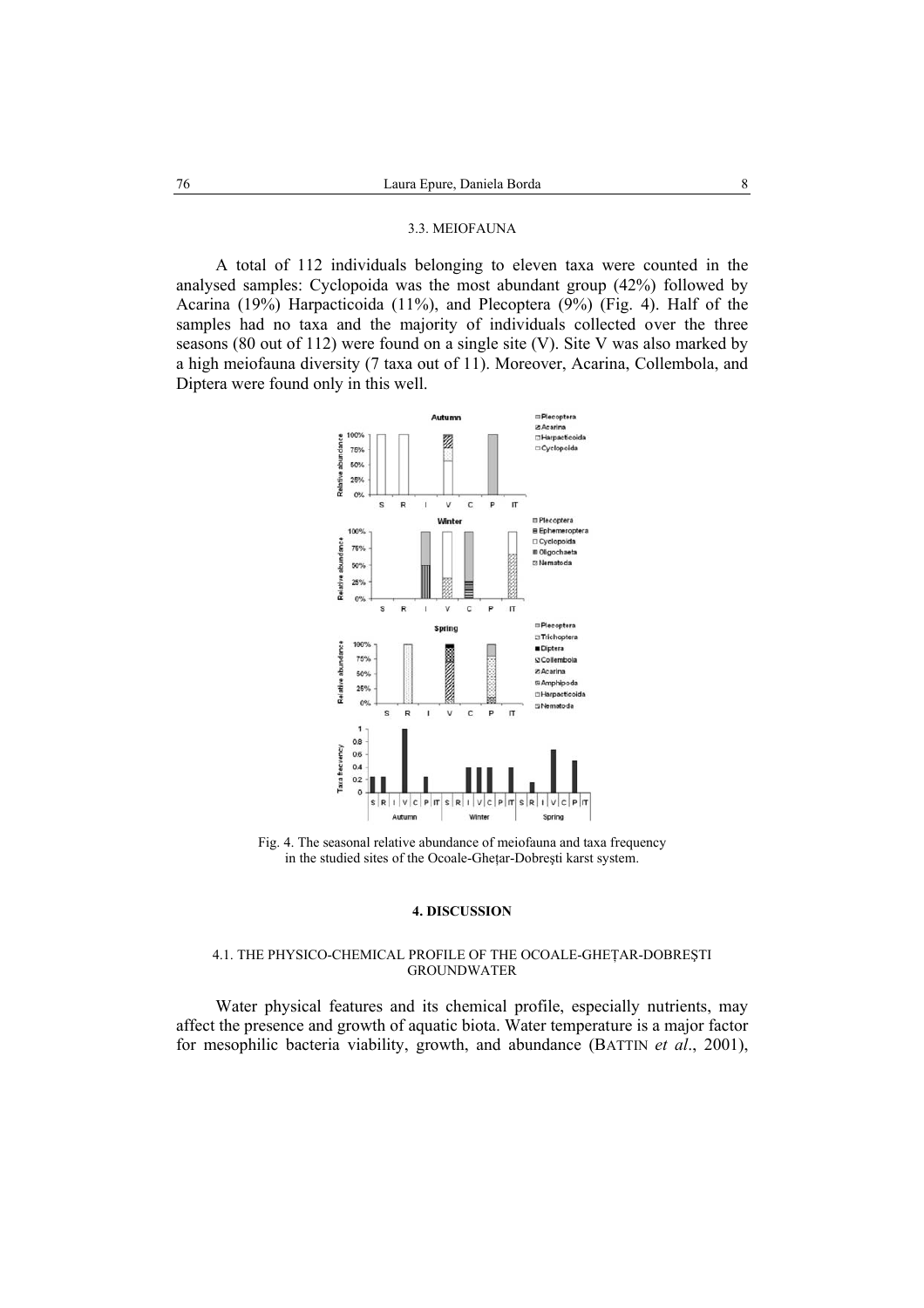### 3.3. MEIOFAUNA

A total of 112 individuals belonging to eleven taxa were counted in the analysed samples: Cyclopoida was the most abundant group (42%) followed by Acarina (19%) Harpacticoida (11%), and Plecoptera (9%) (Fig. 4). Half of the samples had no taxa and the majority of individuals collected over the three seasons (80 out of 112) were found on a single site (V). Site V was also marked by a high meiofauna diversity (7 taxa out of 11). Moreover, Acarina, Collembola, and Diptera were found only in this well.

Fig. 4. The seasonal relative abundance of meiofauna and taxa frequency in the studied sites of the Ocoale-Gheţar-Dobreşti karst system.

## 4. DISCUSSION

### 4.1. THE PHYSICO-CHEMICAL PROFILE OF THE OCOALE-GHEŢAR-DOBREŞTI GROUNDWATER

Water physical features and its chemical profile, especially nutrients, may affect the presence and growth of aquatic biota. Water temperature is a major factor for mesophilic bacteria viability, growth, and abundance (BATTIN *et al*., 2001),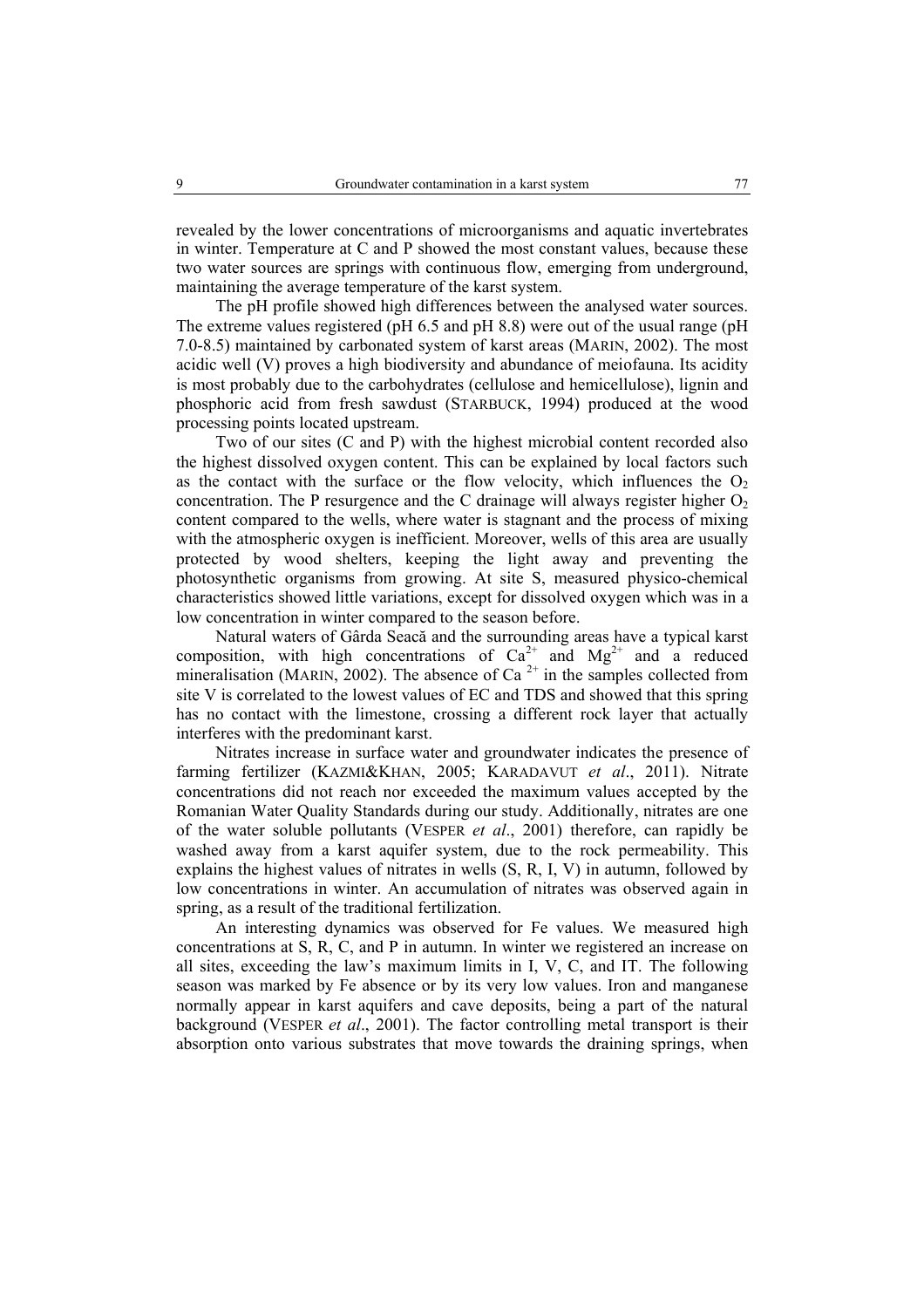revealed by the lower concentrations of microorganisms and aquatic invertebrates in winter. Temperature at C and P showed the most constant values, because these two water sources are springs with continuous flow, emerging from underground, maintaining the average temperature of the karst system.

The pH profile showed high differences between the analysed water sources. The extreme values registered (pH 6.5 and pH 8.8) were out of the usual range (pH 7.0-8.5) maintained by carbonated system of karst areas (MARIN, 2002). The most acidic well (V) proves a high biodiversity and abundance of meiofauna. Its acidity is most probably due to the carbohydrates (cellulose and hemicellulose), lignin and phosphoric acid from fresh sawdust (STARBUCK, 1994) produced at the wood processing points located upstream.

Two of our sites (C and P) with the highest microbial content recorded also the highest dissolved oxygen content. This can be explained by local factors such as the contact with the surface or the flow velocity, which influences the $O_2$ concentration. The P resurgence and the C drainage will always register higher $O_2$ content compared to the wells, where water is stagnant and the process of mixing with the atmospheric oxygen is inefficient. Moreover, wells of this area are usually protected by wood shelters, keeping the light away and preventing the photosynthetic organisms from growing. At site S, measured physico-chemical characteristics showed little variations, except for dissolved oxygen which was in a low concentration in winter compared to the season before.

Natural waters of Gârda Seacă and the surrounding areas have a typical karst composition, with high concentrations of $Ca^{2+}$ and $Mg^{2+}$ and a reduced mineralisation (MARIN, 2002). The absence of $Ca^{2+}$ in the samples collected from site V is correlated to the lowest values of EC and TDS and showed that this spring has no contact with the limestone, crossing a different rock layer that actually interferes with the predominant karst.

Nitrates increase in surface water and groundwater indicates the presence of farming fertilizer (KAZMI&KHAN, 2005; KARADAVUT *et al*., 2011). Nitrate concentrations did not reach nor exceeded the maximum values accepted by the Romanian Water Quality Standards during our study. Additionally, nitrates are one of the water soluble pollutants (VESPER *et al*., 2001) therefore, can rapidly be washed away from a karst aquifer system, due to the rock permeability. This explains the highest values of nitrates in wells (S, R, I, V) in autumn, followed by low concentrations in winter. An accumulation of nitrates was observed again in spring, as a result of the traditional fertilization.

An interesting dynamics was observed for Fe values. We measured high concentrations at S, R, C, and P in autumn. In winter we registered an increase on all sites, exceeding the law's maximum limits in I, V, C, and IT. The following season was marked by Fe absence or by its very low values. Iron and manganese normally appear in karst aquifers and cave deposits, being a part of the natural background (VESPER *et al*., 2001). The factor controlling metal transport is their absorption onto various substrates that move towards the draining springs, when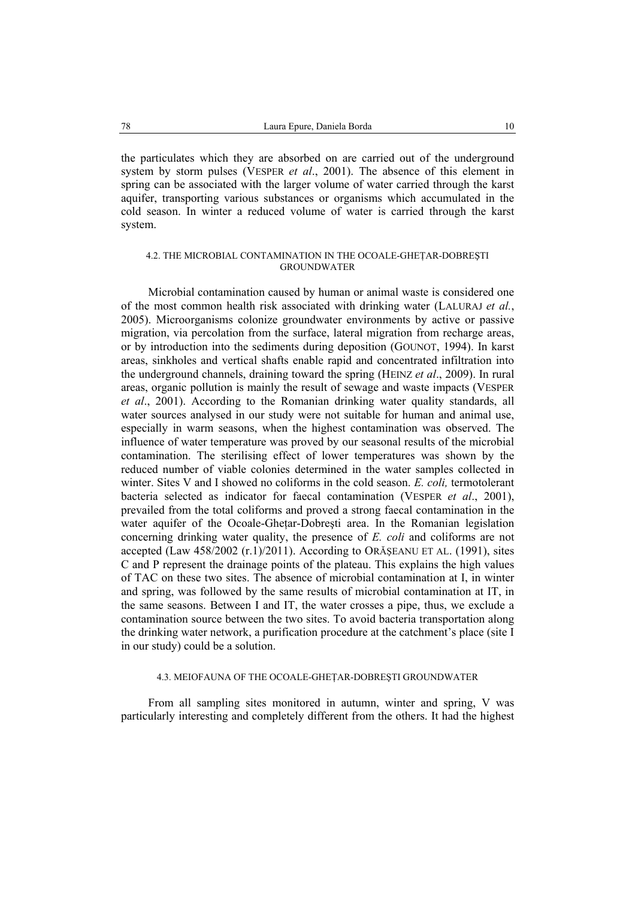the particulates which they are absorbed on are carried out of the underground system by storm pulses (VESPER *et al*., 2001). The absence of this element in spring can be associated with the larger volume of water carried through the karst aquifer, transporting various substances or organisms which accumulated in the cold season. In winter a reduced volume of water is carried through the karst system.

### 4.2. THE MICROBIAL CONTAMINATION IN THE OCOALE-GHEȚAR-DOBREŞTI GROUNDWATER

Microbial contamination caused by human or animal waste is considered one of the most common health risk associated with drinking water (LALURAJ *et al.*, 2005). Microorganisms colonize groundwater environments by active or passive migration, via percolation from the surface, lateral migration from recharge areas, or by introduction into the sediments during deposition (GOUNOT, 1994). In karst areas, sinkholes and vertical shafts enable rapid and concentrated infiltration into the underground channels, draining toward the spring (HEINZ *et al*., 2009). In rural areas, organic pollution is mainly the result of sewage and waste impacts (VESPER *et al*., 2001). According to the Romanian drinking water quality standards, all water sources analysed in our study were not suitable for human and animal use, especially in warm seasons, when the highest contamination was observed. The influence of water temperature was proved by our seasonal results of the microbial contamination. The sterilising effect of lower temperatures was shown by the reduced number of viable colonies determined in the water samples collected in winter. Sites V and I showed no coliforms in the cold season. *E. coli,* termotolerant bacteria selected as indicator for faecal contamination (VESPER *et al*., 2001), prevailed from the total coliforms and proved a strong faecal contamination in the water aquifer of the Ocoale-Ghețar-Dobreşti area. In the Romanian legislation concerning drinking water quality, the presence of *E. coli* and coliforms are not accepted (Law 458/2002 (r.1)/2011). According to ORĂŞEANU ET AL. (1991), sites C and P represent the drainage points of the plateau. This explains the high values of TAC on these two sites. The absence of microbial contamination at I, in winter and spring, was followed by the same results of microbial contamination at IT, in the same seasons. Between I and IT, the water crosses a pipe, thus, we exclude a contamination source between the two sites. To avoid bacteria transportation along the drinking water network, a purification procedure at the catchment's place (site I in our study) could be a solution.

### 4.3. MEIOFAUNA OF THE OCOALE-GHEȚAR-DOBREŞTI GROUNDWATER

From all sampling sites monitored in autumn, winter and spring, V was particularly interesting and completely different from the others. It had the highest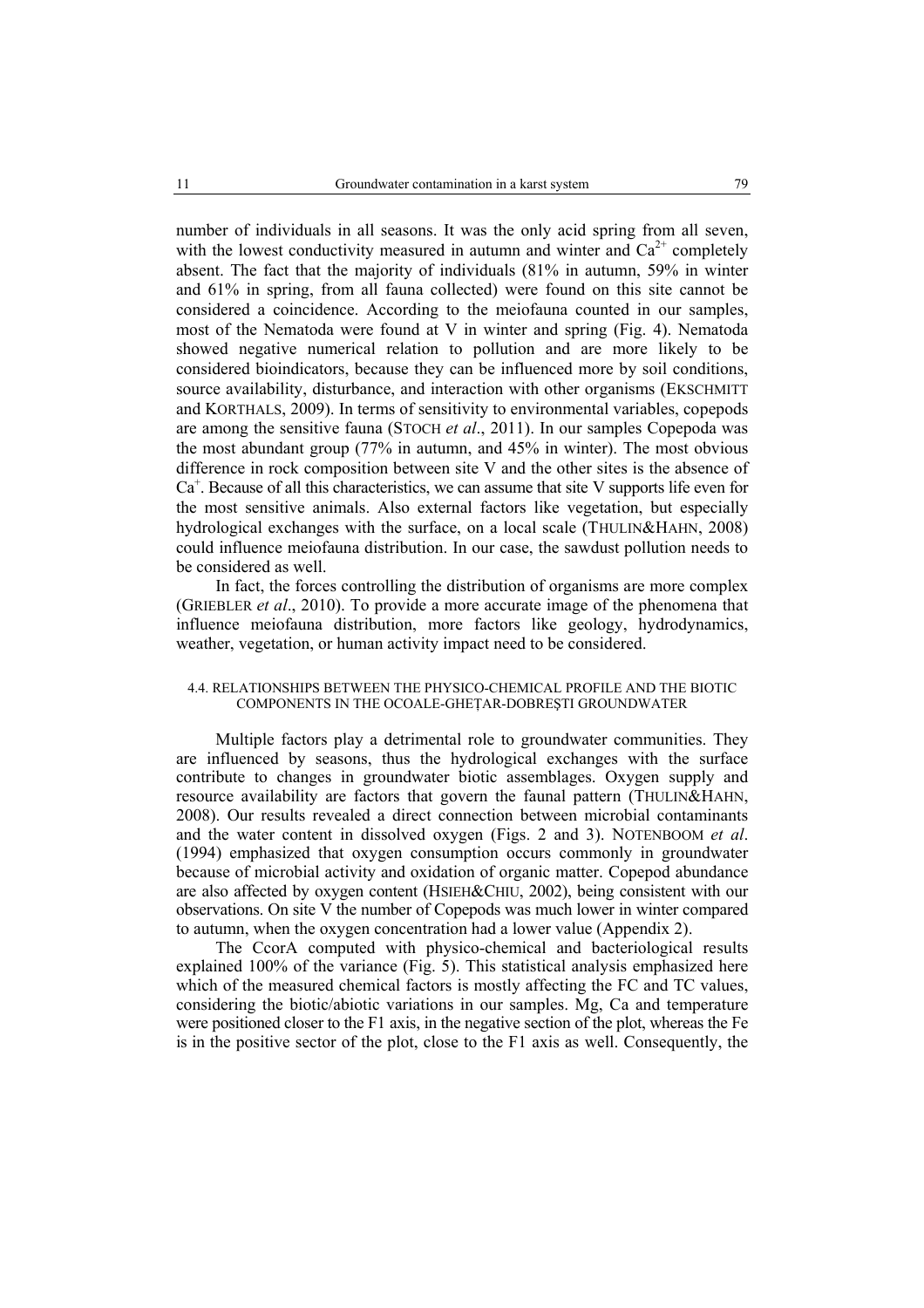number of individuals in all seasons. It was the only acid spring from all seven, with the lowest conductivity measured in autumn and winter and $Ca^{2+}$ completely absent. The fact that the majority of individuals (81% in autumn, 59% in winter and 61% in spring, from all fauna collected) were found on this site cannot be considered a coincidence. According to the meiofauna counted in our samples, most of the Nematoda were found at V in winter and spring (Fig. 4). Nematoda showed negative numerical relation to pollution and are more likely to be considered bioindicators, because they can be influenced more by soil conditions, source availability, disturbance, and interaction with other organisms (EKSCHMITT and KORTHALS, 2009). In terms of sensitivity to environmental variables, copepods are among the sensitive fauna (STOCH *et al*., 2011). In our samples Copepoda was the most abundant group (77% in autumn, and 45% in winter). The most obvious difference in rock composition between site V and the other sites is the absence of $Ca^{+}$. Because of all this characteristics, we can assume that site V supports life even for the most sensitive animals. Also external factors like vegetation, but especially hydrological exchanges with the surface, on a local scale (THULIN&HAHN, 2008) could influence meiofauna distribution. In our case, the sawdust pollution needs to be considered as well.

In fact, the forces controlling the distribution of organisms are more complex (GRIEBLER *et al*., 2010). To provide a more accurate image of the phenomena that influence meiofauna distribution, more factors like geology, hydrodynamics, weather, vegetation, or human activity impact need to be considered.

#### 4.4. RELATIONSHIPS BETWEEN THE PHYSICO-CHEMICAL PROFILE AND THE BIOTIC COMPONENTS IN THE OCOALE-GHEȚAR-DOBREȘTI GROUNDWATER

Multiple factors play a detrimental role to groundwater communities. They are influenced by seasons, thus the hydrological exchanges with the surface contribute to changes in groundwater biotic assemblages. Oxygen supply and resource availability are factors that govern the faunal pattern (THULIN&HAHN, 2008). Our results revealed a direct connection between microbial contaminants and the water content in dissolved oxygen (Figs. 2 and 3). NOTENBOOM *et al*. (1994) emphasized that oxygen consumption occurs commonly in groundwater because of microbial activity and oxidation of organic matter. Copepod abundance are also affected by oxygen content (HSIEH&CHIU, 2002), being consistent with our observations. On site V the number of Copepods was much lower in winter compared to autumn, when the oxygen concentration had a lower value (Appendix 2).

The CcorA computed with physico-chemical and bacteriological results explained 100% of the variance (Fig. 5). This statistical analysis emphasized here which of the measured chemical factors is mostly affecting the FC and TC values, considering the biotic/abiotic variations in our samples. Mg, Ca and temperature were positioned closer to the F1 axis, in the negative section of the plot, whereas the Fe is in the positive sector of the plot, close to the F1 axis as well. Consequently, the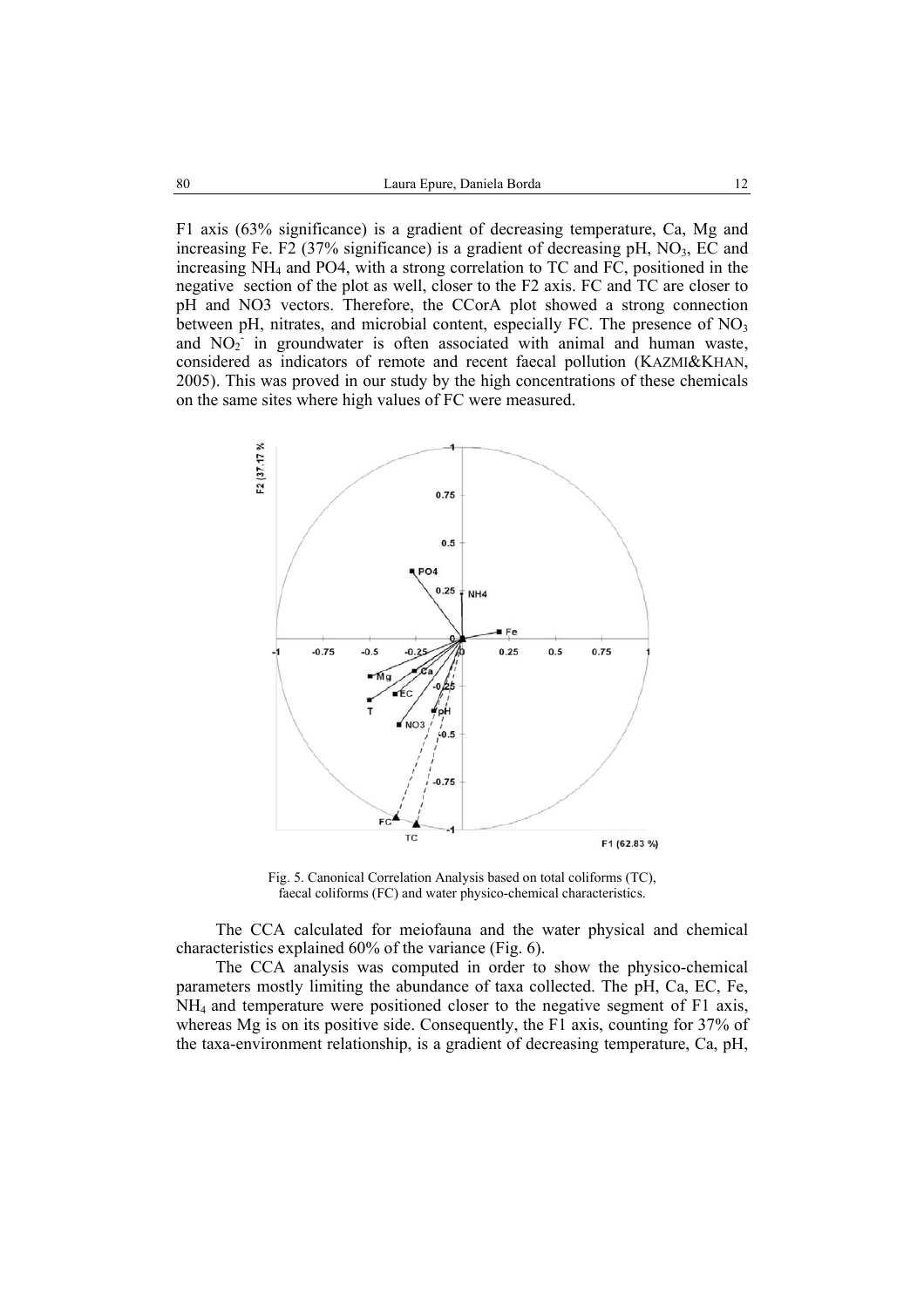F1 axis (63% significance) is a gradient of decreasing temperature, Ca, Mg and increasing Fe. F2 (37% significance) is a gradient of decreasing pH, $NO_3$, EC and increasing $NH_4$ and PO4, with a strong correlation to TC and FC, positioned in the negative section of the plot as well, closer to the F2 axis. FC and TC are closer to pH and NO3 vectors. Therefore, the CCorA plot showed a strong connection between pH, nitrates, and microbial content, especially FC. The presence of $NO_3$ and $NO_2^-$ in groundwater is often associated with animal and human waste, considered as indicators of remote and recent faecal pollution (KAZMI&KHAN, 2005). This was proved in our study by the high concentrations of these chemicals on the same sites where high values of FC were measured.

Fig. 5. Canonical Correlation Analysis based on total coliforms (TC), faecal coliforms (FC) and water physico-chemical characteristics.

The CCA calculated for meiofauna and the water physical and chemical characteristics explained 60% of the variance (Fig. 6).

The CCA analysis was computed in order to show the physico-chemical parameters mostly limiting the abundance of taxa collected. The pH, Ca, EC, Fe, $NH_4$ and temperature were positioned closer to the negative segment of F1 axis, whereas Mg is on its positive side. Consequently, the F1 axis, counting for 37% of the taxa-environment relationship, is a gradient of decreasing temperature, Ca, pH,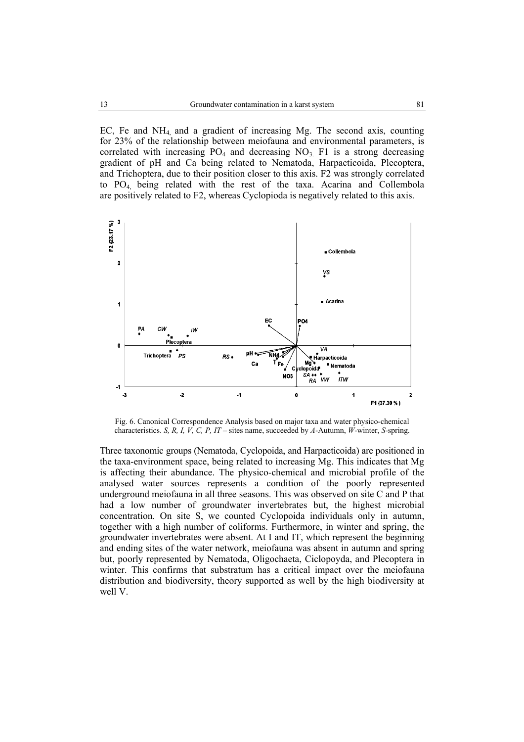EC, Fe and $NH_4$, and a gradient of increasing Mg. The second axis, counting for 23% of the relationship between meiofauna and environmental parameters, is correlated with increasing $PO_4$ and decreasing $NO_3$. F1 is a strong decreasing gradient of pH and Ca being related to Nematoda, Harpacticoida, Plecoptera, and Trichoptera, due to their position closer to this axis. F2 was strongly correlated to $PO_4$, being related with the rest of the taxa. Acarina and Collembola are positively related to F2, whereas Cyclopioda is negatively related to this axis.

Fig. 6. Canonical Correspondence Analysis based on major taxa and water physico-chemical characteristics. *S, R, I, V, C, P, IT* – sites name, succeeded by *A*-Autumn, *W*-winter, *S*-spring.

Three taxonomic groups (Nematoda, Cyclopoida, and Harpacticoida) are positioned in the taxa-environment space, being related to increasing Mg. This indicates that Mg is affecting their abundance. The physico-chemical and microbial profile of the analysed water sources represents a condition of the poorly represented underground meiofauna in all three seasons. This was observed on site C and P that had a low number of groundwater invertebrates but, the highest microbial concentration. On site S, we counted Cyclopoida individuals only in autumn, together with a high number of coliforms. Furthermore, in winter and spring, the groundwater invertebrates were absent. At I and IT, which represent the beginning and ending sites of the water network, meiofauna was absent in autumn and spring but, poorly represented by Nematoda, Oligochaeta, Ciclopoyda, and Plecoptera in winter. This confirms that substratum has a critical impact over the meiofauna distribution and biodiversity, theory supported as well by the high biodiversity at well V.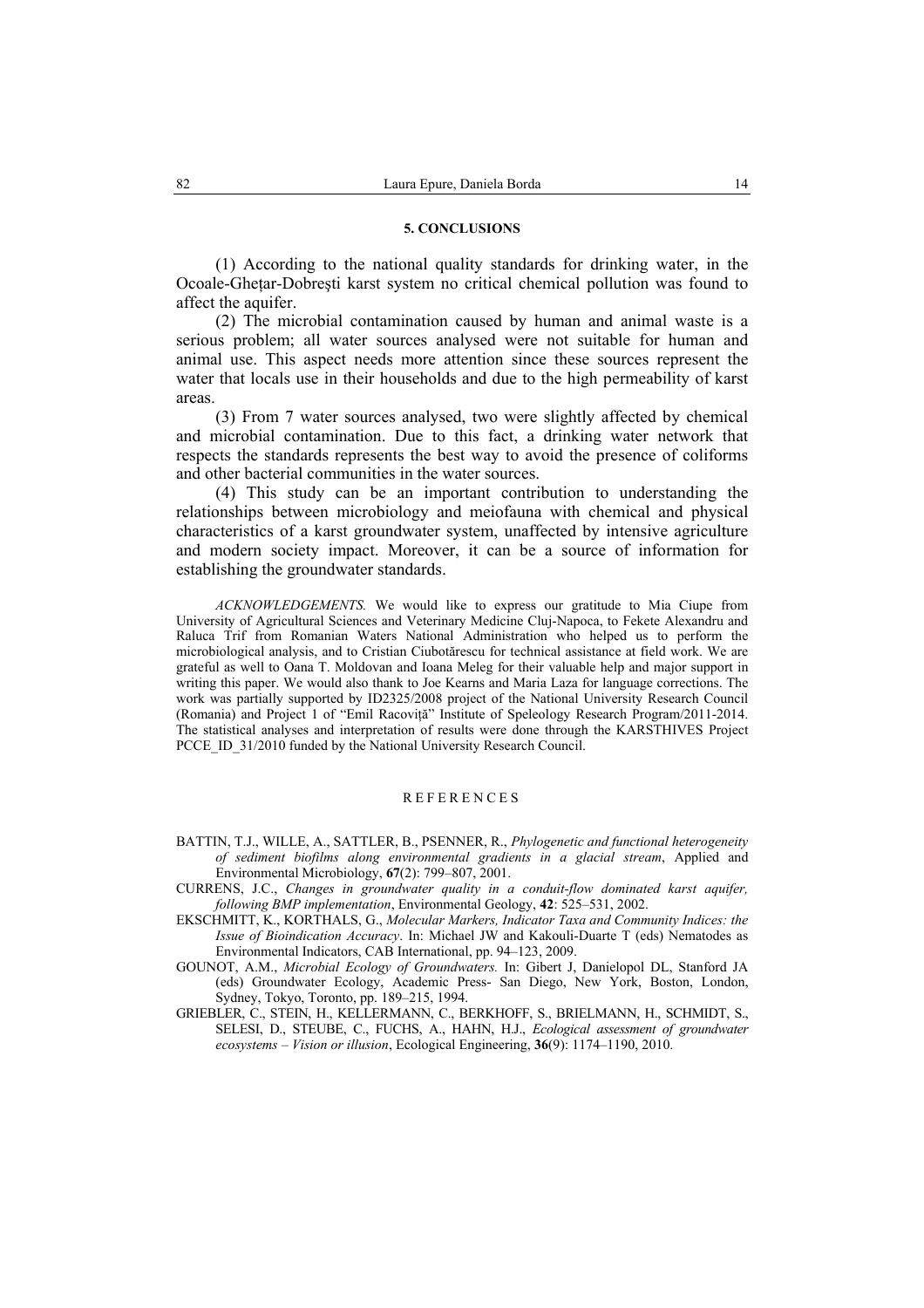## 5. CONCLUSIONS

(1) According to the national quality standards for drinking water, in the Ocoale-Ghețar-Dobreşti karst system no critical chemical pollution was found to affect the aquifer.

(2) The microbial contamination caused by human and animal waste is a serious problem; all water sources analysed were not suitable for human and animal use. This aspect needs more attention since these sources represent the water that locals use in their households and due to the high permeability of karst areas.

(3) From 7 water sources analysed, two were slightly affected by chemical and microbial contamination. Due to this fact, a drinking water network that respects the standards represents the best way to avoid the presence of coliforms and other bacterial communities in the water sources.

(4) This study can be an important contribution to understanding the relationships between microbiology and meiofauna with chemical and physical characteristics of a karst groundwater system, unaffected by intensive agriculture and modern society impact. Moreover, it can be a source of information for establishing the groundwater standards.

*ACKNOWLEDGEMENTS.* We would like to express our gratitude to Mia Ciupe from University of Agricultural Sciences and Veterinary Medicine Cluj-Napoca, to Fekete Alexandru and Raluca Trif from Romanian Waters National Administration who helped us to perform the microbiological analysis, and to Cristian Ciubotărescu for technical assistance at field work. We are grateful as well to Oana T. Moldovan and Ioana Meleg for their valuable help and major support in writing this paper. We would also thank to Joe Kearns and Maria Laza for language corrections. The work was partially supported by ID2325/2008 project of the National University Research Council (Romania) and Project 1 of "Emil Racoviță" Institute of Speleology Research Program/2011-2014. The statistical analyses and interpretation of results were done through the KARSTHIVES Project PCCE_ID_31/2010 funded by the National University Research Council.

## REFERENCES

BATTIN, T.J., WILLE, A., SATTLER, B., PSENNER, R., *Phylogenetic and functional heterogeneity of sediment biofilms along environmental gradients in a glacial stream*, Applied and Environmental Microbiology, **67**(2): 799–807, 2001.

CURRENS, J.C., *Changes in groundwater quality in a conduit-flow dominated karst aquifer, following BMP implementation*, Environmental Geology, **42**: 525–531, 2002.

EKSCHMITT, K., KORTHALS, G., *Molecular Markers, Indicator Taxa and Community Indices: the Issue of Bioindication Accuracy*. In: Michael JW and Kakouli-Duarte T (eds) Nematodes as Environmental Indicators, CAB International, pp. 94–123, 2009.

GOUNOT, A.M., *Microbial Ecology of Groundwaters.* In: Gibert J, Danielopol DL, Stanford JA (eds) Groundwater Ecology, Academic Press- San Diego, New York, Boston, London, Sydney, Tokyo, Toronto, pp. 189–215, 1994.

GRIEBLER, C., STEIN, H., KELLERMANN, C., BERKHOFF, S., BRIELMANN, H., SCHMIDT, S., SELESI, D., STEUBE, C., FUCHS, A., HAHN, H.J., *Ecological assessment of groundwater ecosystems – Vision or illusion*, Ecological Engineering, **36**(9): 1174–1190, 2010.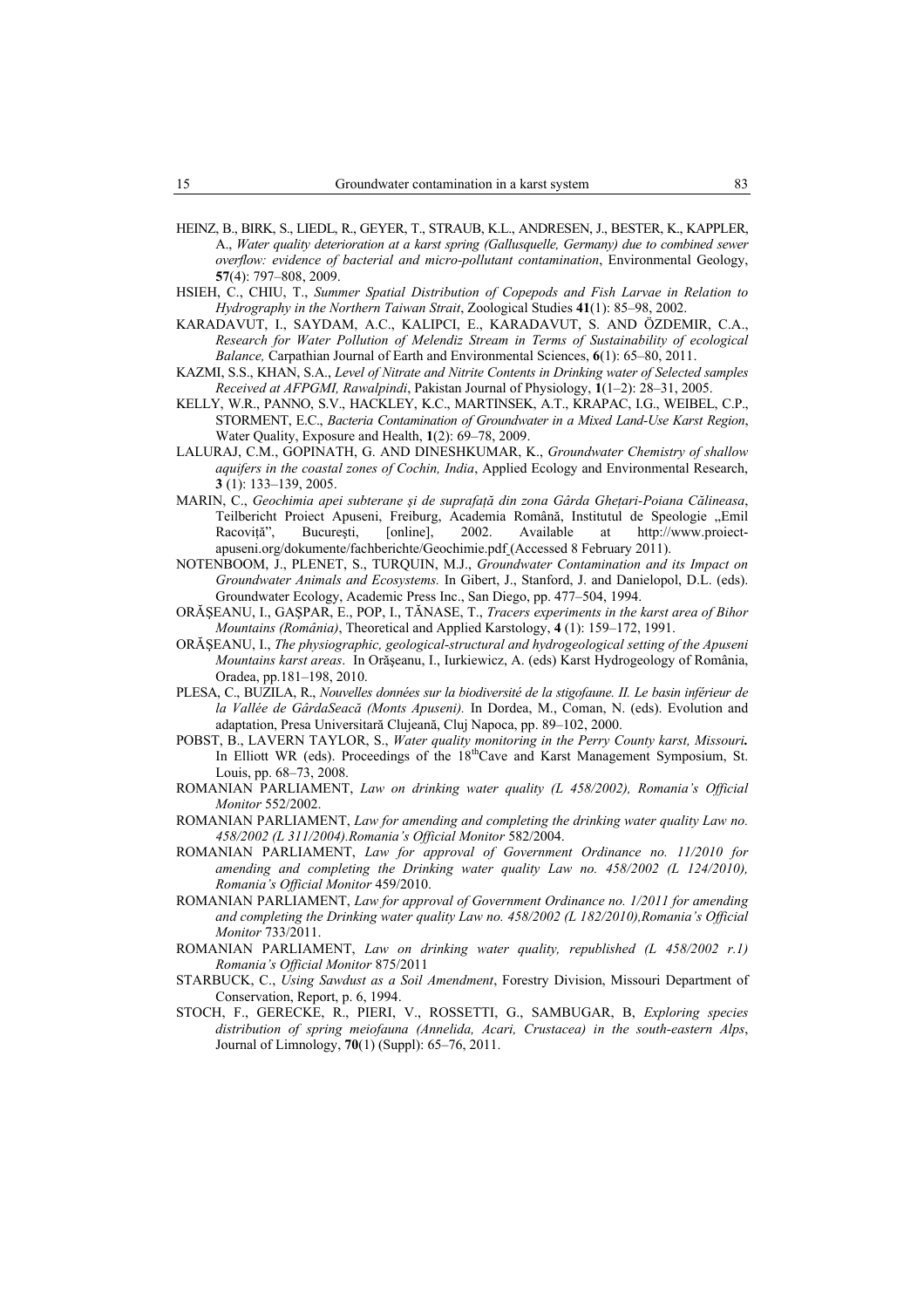HEINZ, B., BIRK, S., LIEDL, R., GEYER, T., STRAUB, K.L., ANDRESEN, J., BESTER, K., KAPPLER, A., *Water quality deterioration at a karst spring (Gallusquelle, Germany) due to combined sewer overflow: evidence of bacterial and micro-pollutant contamination*, Environmental Geology, **57**(4): 797–808, 2009.

HSIEH, C., CHIU, T., *Summer Spatial Distribution of Copepods and Fish Larvae in Relation to Hydrography in the Northern Taiwan Strait*, Zoological Studies **41**(1): 85–98, 2002.

KARADAVUT, I., SAYDAM, A.C., KALIPCI, E., KARADAVUT, S. AND ÖZDEMIR, C.A., *Research for Water Pollution of Melendiz Stream in Terms of Sustainability of ecological Balance,* Carpathian Journal of Earth and Environmental Sciences, **6**(1): 65–80, 2011.

KAZMI, S.S., KHAN, S.A., *Level of Nitrate and Nitrite Contents in Drinking water of Selected samples Received at AFPGMI, Rawalpindi*, Pakistan Journal of Physiology, **1**(1–2): 28–31, 2005.

KELLY, W.R., PANNO, S.V., HACKLEY, K.C., MARTINSEK, A.T., KRAPAC, I.G., WEIBEL, C.P., STORMENT, E.C., *Bacteria Contamination of Groundwater in a Mixed Land-Use Karst Region*, Water Quality, Exposure and Health, **1**(2): 69–78, 2009.

LALURAJ, C.M., GOPINATH, G. AND DINESHKUMAR, K., *Groundwater Chemistry of shallow aquifers in the coastal zones of Cochin, India*, Applied Ecology and Environmental Research, **3** (1): 133–139, 2005.

MARIN, C., *Geochimia apei subterane şi de suprafaţă din zona Gârda Gheţari-Poiana Călineasa*, Teilbericht Proiect Apuseni, Freiburg, Academia Română, Institutul de Speologie „Emil Racoviţă", Bucureşti, [online], 2002. Available at http://www.proiect-apuseni.org/dokumente/fachberichte/Geochimie.pdf (Accessed 8 February 2011).

NOTENBOOM, J., PLENET, S., TURQUIN, M.J., *Groundwater Contamination and its Impact on Groundwater Animals and Ecosystems.* In Gibert, J., Stanford, J. and Danielopol, D.L. (eds). Groundwater Ecology, Academic Press Inc., San Diego, pp. 477–504, 1994.

ORĂŞEANU, I., GAŞPAR, E., POP, I., TĂNASE, T., *Tracers experiments in the karst area of Bihor Mountains (România)*, Theoretical and Applied Karstology, **4** (1): 159–172, 1991.

ORĂŞEANU, I., *The physiographic, geological-structural and hydrogeological setting of the Apuseni Mountains karst areas*. In Orăşeanu, I., Iurkiewicz, A. (eds) Karst Hydrogeology of România, Oradea, pp.181–198, 2010.

PLESA, C., BUZILA, R., *Nouvelles données sur la biodiversité de la stigofaune. II. Le basin inférieur de la Vallée de GârdaSeacă (Monts Apuseni).* In Dordea, M., Coman, N. (eds). Evolution and adaptation, Presa Universitară Clujeană, Cluj Napoca, pp. 89–102, 2000.

POBST, B., LAVERN TAYLOR, S., *Water quality monitoring in the Perry County karst, Missouri***.** In Elliott WR (eds). Proceedings of the 18th Cave and Karst Management Symposium, St. Louis, pp. 68–73, 2008.

ROMANIAN PARLIAMENT, *Law on drinking water quality (L 458/2002), Romania's Official Monitor* 552/2002.

ROMANIAN PARLIAMENT, *Law for amending and completing the drinking water quality Law no. 458/2002 (L 311/2004).Romania's Official Monitor* 582/2004.

ROMANIAN PARLIAMENT, *Law for approval of Government Ordinance no. 11/2010 for amending and completing the Drinking water quality Law no. 458/2002 (L 124/2010), Romania's Official Monitor* 459/2010.

ROMANIAN PARLIAMENT, *Law for approval of Government Ordinance no. 1/2011 for amending and completing the Drinking water quality Law no. 458/2002 (L 182/2010),Romania's Official Monitor* 733/2011.

ROMANIAN PARLIAMENT, *Law on drinking water quality, republished (L 458/2002 r.1) Romania's Official Monitor* 875/2011

STARBUCK, C., *Using Sawdust as a Soil Amendment*, Forestry Division, Missouri Department of Conservation, Report, p. 6, 1994.

STOCH, F., GERECKE, R., PIERI, V., ROSSETTI, G., SAMBUGAR, B, *Exploring species distribution of spring meiofauna (Annelida, Acari, Crustacea) in the south-eastern Alps*, Journal of Limnology, **70**(1) (Suppl): 65–76, 2011.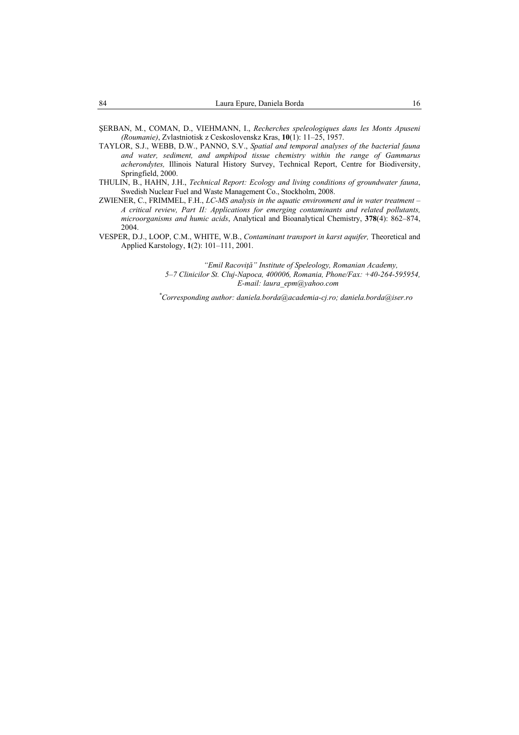ŞERBAN, M., COMAN, D., VIEHMANN, I., *Recherches speleologiques dans les Monts Apuseni (Roumanie)*, Zvlastniotisk z Ceskoslovenskz Kras, **10**(1): 11–25, 1957.

TAYLOR, S.J., WEBB, D.W., PANNO, S.V., *Spatial and temporal analyses of the bacterial fauna and water, sediment, and amphipod tissue chemistry within the range of Gammarus acherondytes,* Illinois Natural History Survey, Technical Report, Centre for Biodiversity, Springfield, 2000.

THULIN, B., HAHN, J.H., *Technical Report: Ecology and living conditions of groundwater fauna*, Swedish Nuclear Fuel and Waste Management Co., Stockholm, 2008.

ZWIENER, C., FRIMMEL, F.H., *LC-MS analysis in the aquatic environment and in water treatment – A critical review, Part II: Applications for emerging contaminants and related pollutants, microorganisms and humic acids*, Analytical and Bioanalytical Chemistry, **378**(4): 862–874, 2004.

VESPER, D.J., LOOP, C.M., WHITE, W.B., *Contaminant transport in karst aquifer,* Theoretical and Applied Karstology, **1**(2): 101–111, 2001.

*"Emil Racoviță" Institute of Speleology, Romanian Academy,*
*5–7 Clinicilor St. Cluj-Napoca, 400006, Romania, Phone/Fax: +40-264-595954,*
*E-mail: laura_epm@yahoo.com*

*[*] Corresponding author: daniela.borda@academia-cj.ro; daniela.borda@iser.ro*